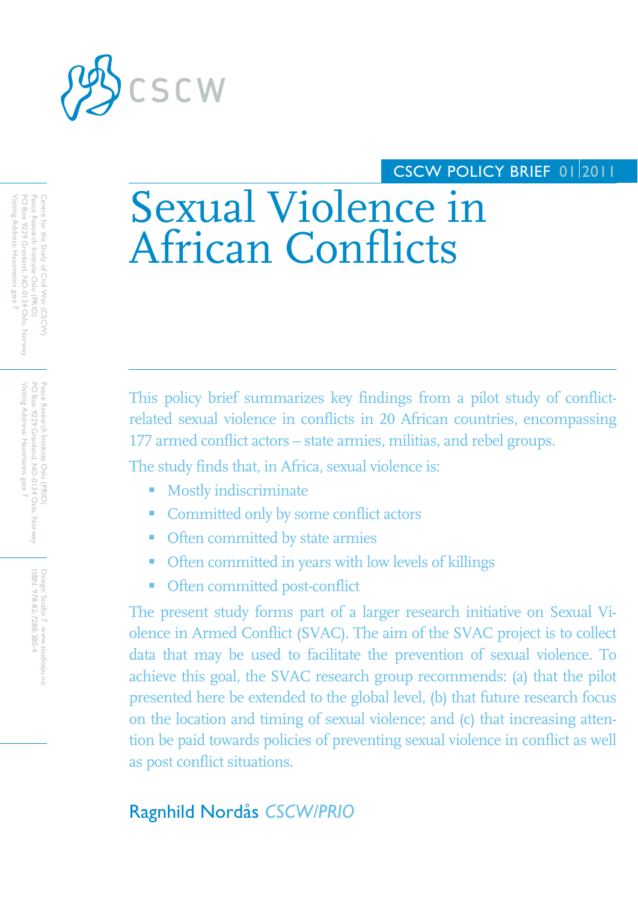CSCW

CSCW POLICY BRIEF 01 | 2011

# Sexual Violence in African Conflicts

Centre for the Study of Civil War (CSCW)
Peace Research Institute Oslo (PRIO)
PO Box 9229 Grønland, NO-0134 Oslo, Norway
Visiting Address: Hausmanns gate 7

Peace Research Institute Oslo (PRIO)
PO Box 9229 Grønland, NO-0134 Oslo, Norway
Visiting Address: Hausmanns gate 7

Design: Studio 7 www.studiosju.no
ISBN: 978-82-7288-380-4

This policy brief summarizes key findings from a pilot study of conflict-related sexual violence in conflicts in 20 African countries, encompassing 177 armed conflict actors – state armies, militias, and rebel groups.

The study finds that, in Africa, sexual violence is:

- Mostly indiscriminate
- Committed only by some conflict actors
- Often committed by state armies
- Often committed in years with low levels of killings
- Often committed post-conflict

The present study forms part of a larger research initiative on Sexual Violence in Armed Conflict (SVAC). The aim of the SVAC project is to collect data that may be used to facilitate the prevention of sexual violence. To achieve this goal, the SVAC research group recommends: (a) that the pilot presented here be extended to the global level, (b) that future research focus on the location and timing of sexual violence; and (c) that increasing attention be paid towards policies of preventing sexual violence in conflict as well as post conflict situations.

Ragnhild Nordås *CSCW/PRIO*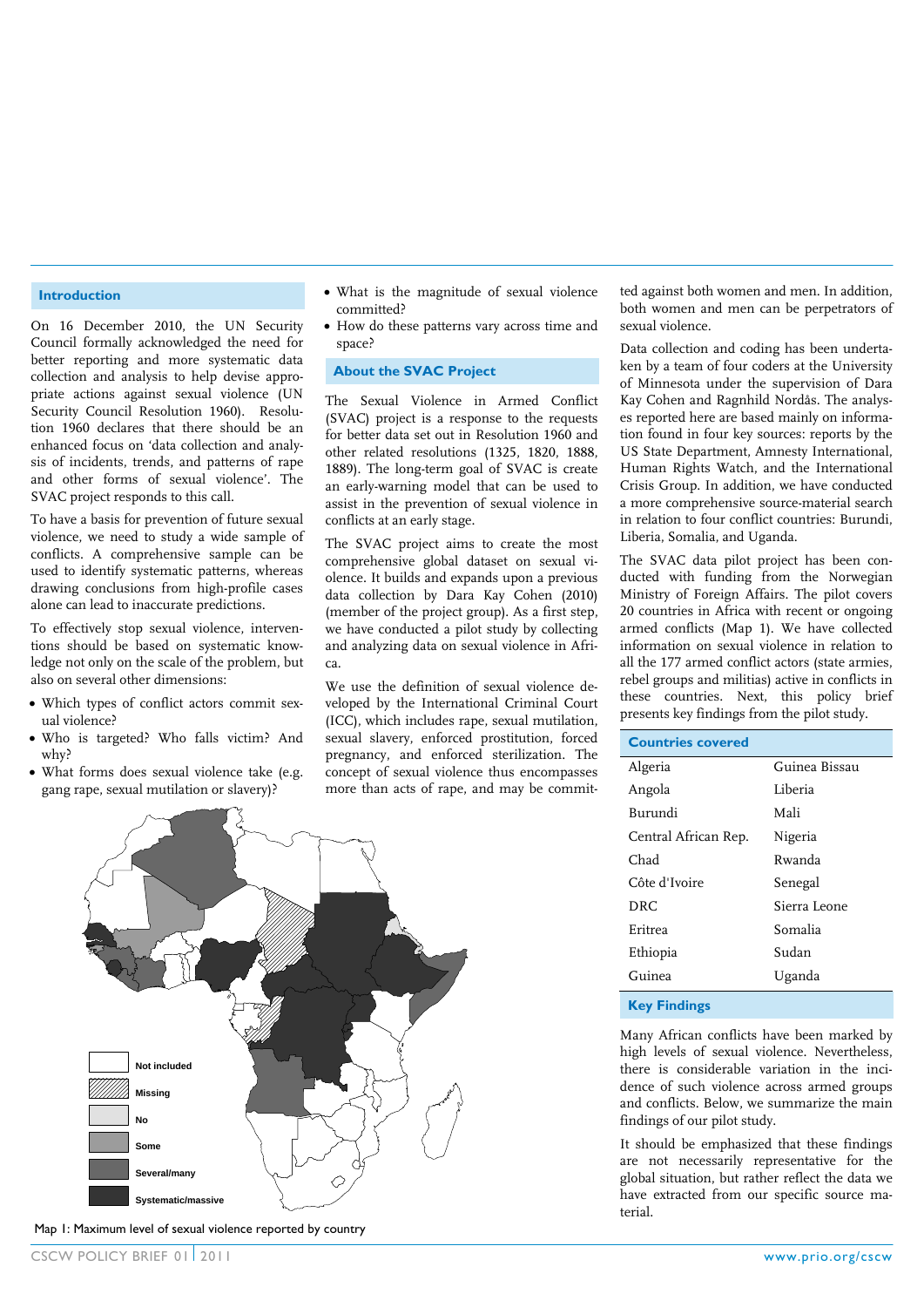## Introduction

On 16 December 2010, the UN Security Council formally acknowledged the need for better reporting and more systematic data collection and analysis to help devise appropriate actions against sexual violence (UN Security Council Resolution 1960). Resolution 1960 declares that there should be an enhanced focus on 'data collection and analysis of incidents, trends, and patterns of rape and other forms of sexual violence'. The SVAC project responds to this call.

To have a basis for prevention of future sexual violence, we need to study a wide sample of conflicts. A comprehensive sample can be used to identify systematic patterns, whereas drawing conclusions from high-profile cases alone can lead to inaccurate predictions.

To effectively stop sexual violence, interventions should be based on systematic knowledge not only on the scale of the problem, but also on several other dimensions:

- Which types of conflict actors commit sexual violence?
- Who is targeted? Who falls victim? And why?
- What forms does sexual violence take (e.g. gang rape, sexual mutilation or slavery)?
- What is the magnitude of sexual violence committed?
- How do these patterns vary across time and space?

## About the SVAC Project

The Sexual Violence in Armed Conflict (SVAC) project is a response to the requests for better data set out in Resolution 1960 and other related resolutions (1325, 1820, 1888, 1889). The long-term goal of SVAC is create an early-warning model that can be used to assist in the prevention of sexual violence in conflicts at an early stage.

The SVAC project aims to create the most comprehensive global dataset on sexual violence. It builds and expands upon a previous data collection by Dara Kay Cohen (2010) (member of the project group). As a first step, we have conducted a pilot study by collecting and analyzing data on sexual violence in Africa.

We use the definition of sexual violence developed by the International Criminal Court (ICC), which includes rape, sexual mutilation, sexual slavery, enforced prostitution, forced pregnancy, and enforced sterilization. The concept of sexual violence thus encompasses more than acts of rape, and may be committed against both women and men. In addition, both women and men can be perpetrators of sexual violence.

Data collection and coding has been undertaken by a team of four coders at the University of Minnesota under the supervision of Dara Kay Cohen and Ragnhild Nordås. The analyses reported here are based mainly on information found in four key sources: reports by the US State Department, Amnesty International, Human Rights Watch, and the International Crisis Group. In addition, we have conducted a more comprehensive source-material search in relation to four conflict countries: Burundi, Liberia, Somalia, and Uganda.

The SVAC data pilot project has been conducted with funding from the Norwegian Ministry of Foreign Affairs. The pilot covers 20 countries in Africa with recent or ongoing armed conflicts (Map 1). We have collected information on sexual violence in relation to all the 177 armed conflict actors (state armies, rebel groups and militias) active in conflicts in these countries. Next, this policy brief presents key findings from the pilot study.

| Countries covered | |
|---|---|
| Algeria | Guinea Bissau |
| Angola | Liberia |
| Burundi | Mali |
| Central African Rep. | Nigeria |
| Chad | Rwanda |
| Côte d'Ivoire | Senegal |
| DRC | Sierra Leone |
| Eritrea | Somalia |
| Ethiopia | Sudan |
| Guinea | Uganda |

Legend: Not included; Missing; No; Some; Several/many; Systematic/massive

Map 1: Maximum level of sexual violence reported by country

## Key Findings

Many African conflicts have been marked by high levels of sexual violence. Nevertheless, there is considerable variation in the incidence of such violence across armed groups and conflicts. Below, we summarize the main findings of our pilot study.

It should be emphasized that these findings are not necessarily representative for the global situation, but rather reflect the data we have extracted from our specific source material.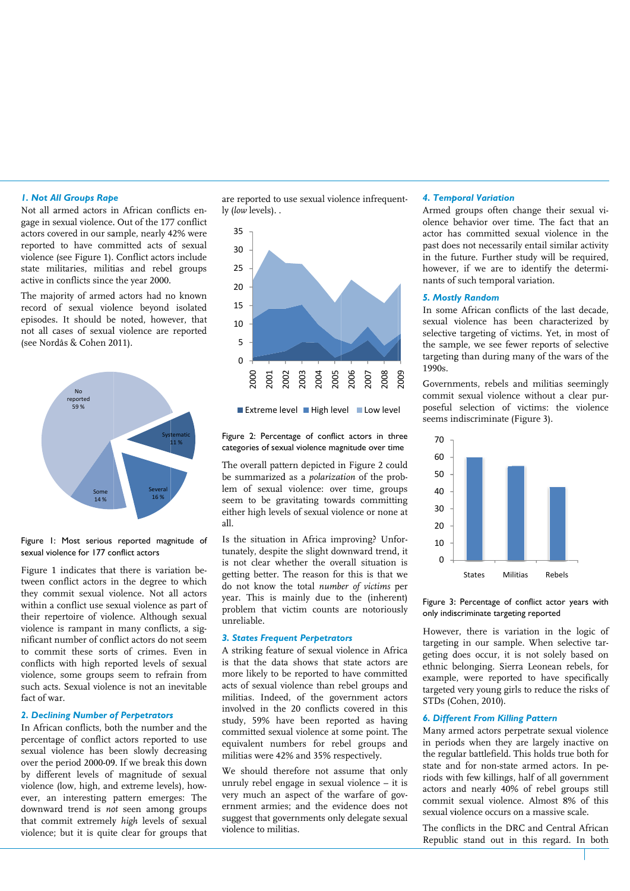### *1. Not All Groups Rape*

Not all armed actors in African conflicts engage in sexual violence. Out of the 177 conflict actors covered in our sample, nearly 42% were reported to have committed acts of sexual violence (see Figure 1). Conflict actors include state militaries, militias and rebel groups active in conflicts since the year 2000.

The majority of armed actors had no known record of sexual violence beyond isolated episodes. It should be noted, however, that not all cases of sexual violence are reported (see Nordås & Cohen 2011).

Figure 1: Most serious reported magnitude of sexual violence for 177 conflict actors

Figure 1 indicates that there is variation between conflict actors in the degree to which they commit sexual violence. Not all actors within a conflict use sexual violence as part of their repertoire of violence. Although sexual violence is rampant in many conflicts, a significant number of conflict actors do not seem to commit these sorts of crimes. Even in conflicts with high reported levels of sexual violence, some groups seem to refrain from such acts. Sexual violence is not an inevitable fact of war.

### *2. Declining Number of Perpetrators*

In African conflicts, both the number and the percentage of conflict actors reported to use sexual violence has been slowly decreasing over the period 2000-09. If we break this down by different levels of magnitude of sexual violence (low, high, and extreme levels), however, an interesting pattern emerges: The downward trend is *not* seen among groups that commit extremely *high* levels of sexual violence; but it is quite clear for groups that are reported to use sexual violence infrequently (*low* levels). .

Figure 2: Percentage of conflict actors in three categories of sexual violence magnitude over time

The overall pattern depicted in Figure 2 could be summarized as a *polarization* of the problem of sexual violence: over time, groups seem to be gravitating towards committing either high levels of sexual violence or none at all.

Is the situation in Africa improving? Unfortunately, despite the slight downward trend, it is not clear whether the overall situation is getting better. The reason for this is that we do not know the total *number of victims* per year. This is mainly due to the (inherent) problem that victim counts are notoriously unreliable.

### *3. States Frequent Perpetrators*

A striking feature of sexual violence in Africa is that the data shows that state actors are more likely to be reported to have committed acts of sexual violence than rebel groups and militias. Indeed, of the government actors involved in the 20 conflicts covered in this study, 59% have been reported as having committed sexual violence at some point. The equivalent numbers for rebel groups and militias were 42% and 35% respectively.

We should therefore not assume that only unruly rebel engage in sexual violence – it is very much an aspect of the warfare of government armies; and the evidence does not suggest that governments only delegate sexual violence to militias.

### *4. Temporal Variation*

Armed groups often change their sexual violence behavior over time. The fact that an actor has committed sexual violence in the past does not necessarily entail similar activity in the future. Further study will be required, however, if we are to identify the determinants of such temporal variation.

### *5. Mostly Random*

In some African conflicts of the last decade, sexual violence has been characterized by selective targeting of victims. Yet, in most of the sample, we see fewer reports of selective targeting than during many of the wars of the 1990s.

Governments, rebels and militias seemingly commit sexual violence without a clear purposeful selection of victims: the violence seems indiscriminate (Figure 3).

Figure 3: Percentage of conflict actor years with only indiscriminate targeting reported

However, there is variation in the logic of targeting in our sample. When selective targeting does occur, it is not solely based on ethnic belonging. Sierra Leonean rebels, for example, were reported to have specifically targeted very young girls to reduce the risks of STDs (Cohen, 2010).

### *6. Different From Killing Pattern*

Many armed actors perpetrate sexual violence in periods when they are largely inactive on the regular battlefield. This holds true both for state and for non-state armed actors. In periods with few killings, half of all government actors and nearly 40% of rebel groups still commit sexual violence. Almost 8% of this sexual violence occurs on a massive scale.

The conflicts in the DRC and Central African Republic stand out in this regard. In both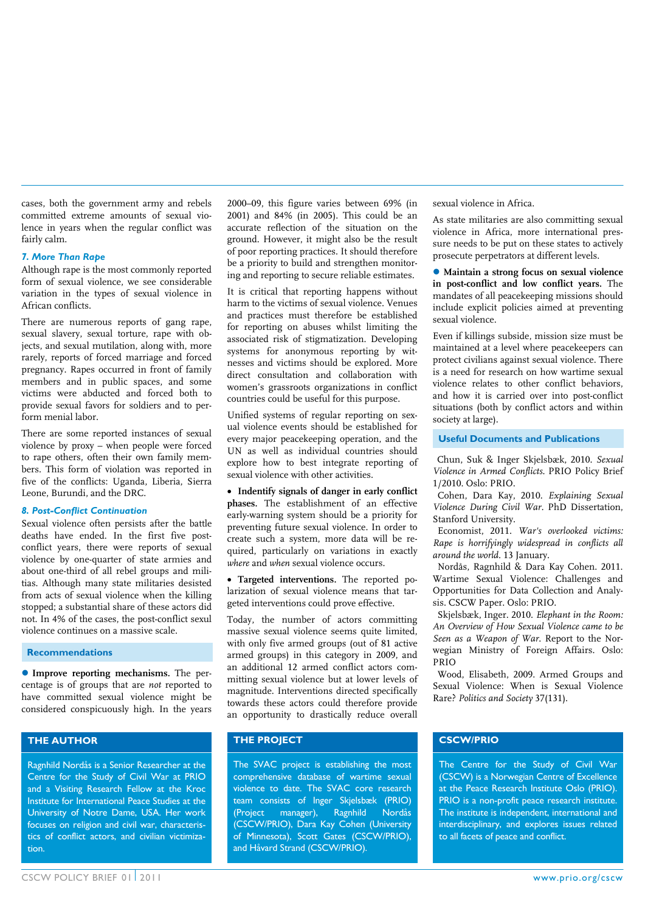cases, both the government army and rebels committed extreme amounts of sexual violence in years when the regular conflict was fairly calm.

### 7. More Than Rape

Although rape is the most commonly reported form of sexual violence, we see considerable variation in the types of sexual violence in African conflicts.

There are numerous reports of gang rape, sexual slavery, sexual torture, rape with objects, and sexual mutilation, along with, more rarely, reports of forced marriage and forced pregnancy. Rapes occurred in front of family members and in public spaces, and some victims were abducted and forced both to provide sexual favors for soldiers and to perform menial labor.

There are some reported instances of sexual violence by proxy – when people were forced to rape others, often their own family members. This form of violation was reported in five of the conflicts: Uganda, Liberia, Sierra Leone, Burundi, and the DRC.

### 8. Post-Conflict Continuation

Sexual violence often persists after the battle deaths have ended. In the first five post-conflict years, there were reports of sexual violence by one-quarter of state armies and about one-third of all rebel groups and militias. Although many state militaries desisted from acts of sexual violence when the killing stopped; a substantial share of these actors did not. In 4% of the cases, the post-conflict sexul violence continues on a massive scale.

## Recommendations

● **Improve reporting mechanisms.** The percentage is of groups that are *not* reported to have committed sexual violence might be considered conspicuously high. In the years 2000–09, this figure varies between 69% (in 2001) and 84% (in 2005). This could be an accurate reflection of the situation on the ground. However, it might also be the result of poor reporting practices. It should therefore be a priority to build and strengthen monitoring and reporting to secure reliable estimates.

It is critical that reporting happens without harm to the victims of sexual violence. Venues and practices must therefore be established for reporting on abuses whilst limiting the associated risk of stigmatization. Developing systems for anonymous reporting by witnesses and victims should be explored. More direct consultation and collaboration with women's grassroots organizations in conflict countries could be useful for this purpose.

Unified systems of regular reporting on sexual violence events should be established for every major peacekeeping operation, and the UN as well as individual countries should explore how to best integrate reporting of sexual violence with other activities.

• **Indentify signals of danger in early conflict phases.** The establishment of an effective early-warning system should be a priority for preventing future sexual violence. In order to create such a system, more data will be required, particularly on variations in exactly *where* and *when* sexual violence occurs.

• **Targeted interventions.** The reported polarization of sexual violence means that targeted interventions could prove effective.

Today, the number of actors committing massive sexual violence seems quite limited, with only five armed groups (out of 81 active armed groups) in this category in 2009, and an additional 12 armed conflict actors committing sexual violence but at lower levels of magnitude. Interventions directed specifically towards these actors could therefore provide an opportunity to drastically reduce overall sexual violence in Africa.

As state militaries are also committing sexual violence in Africa, more international pressure needs to be put on these states to actively prosecute perpetrators at different levels.

● **Maintain a strong focus on sexual violence in post-conflict and low conflict years.** The mandates of all peacekeeping missions should include explicit policies aimed at preventing sexual violence.

Even if killings subside, mission size must be maintained at a level where peacekeepers can protect civilians against sexual violence. There is a need for research on how wartime sexual violence relates to other conflict behaviors, and how it is carried over into post-conflict situations (both by conflict actors and within society at large).

## Useful Documents and Publications

Chun, Suk & Inger Skjelsbæk, 2010. *Sexual Violence in Armed Conflicts.* PRIO Policy Brief 1/2010. Oslo: PRIO.

Cohen, Dara Kay, 2010. *Explaining Sexual Violence During Civil War.* PhD Dissertation, Stanford University.

Economist, 2011. *War's overlooked victims: Rape is horrifyingly widespread in conflicts all around the world.* 13 January.

Nordås, Ragnhild & Dara Kay Cohen. 2011. Wartime Sexual Violence: Challenges and Opportunities for Data Collection and Analysis. CSCW Paper. Oslo: PRIO.

Skjelsbæk, Inger. 2010. *Elephant in the Room: An Overview of How Sexual Violence came to be Seen as a Weapon of War.* Report to the Norwegian Ministry of Foreign Affairs. Oslo: PRIO

Wood, Elisabeth, 2009. Armed Groups and Sexual Violence: When is Sexual Violence Rare? *Politics and Society* 37(131).

## THE AUTHOR

Ragnhild Nordås is a Senior Researcher at the Centre for the Study of Civil War at PRIO and a Visiting Research Fellow at the Kroc Institute for International Peace Studies at the University of Notre Dame, USA. Her work focuses on religion and civil war, characteristics of conflict actors, and civilian victimization.

## THE PROJECT

The SVAC project is establishing the most comprehensive database of wartime sexual violence to date. The SVAC core research team consists of Inger Skjelsbæk (PRIO) (Project manager), Ragnhild Nordås (CSCW/PRIO), Dara Kay Cohen (University of Minnesota), Scott Gates (CSCW/PRIO), and Håvard Strand (CSCW/PRIO).

## CSCW/PRIO

The Centre for the Study of Civil War (CSCW) is a Norwegian Centre of Excellence at the Peace Research Institute Oslo (PRIO). PRIO is a non-profit peace research institute. The institute is independent, international and interdisciplinary, and explores issues related to all facets of peace and conflict.